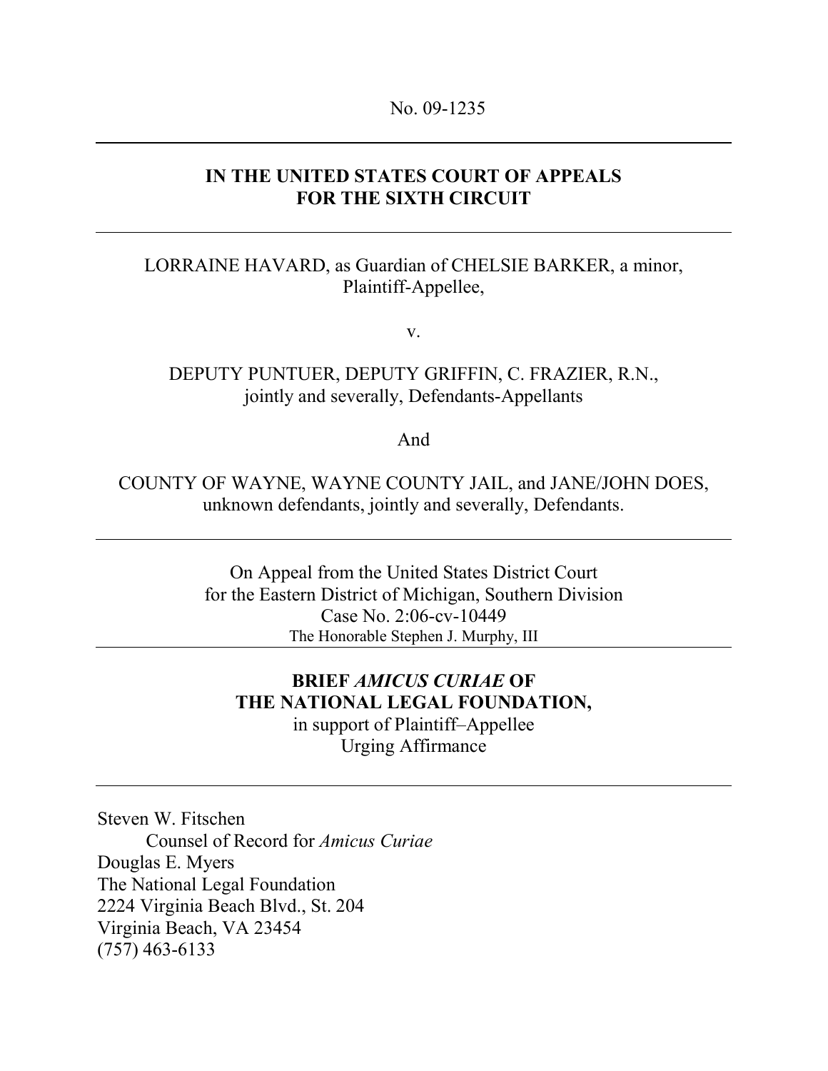No. 09-1235

---

**IN THE UNITED STATES COURT OF APPEALS**
**FOR THE SIXTH CIRCUIT**

---

LORRAINE HAVARD, as Guardian of CHELSIE BARKER, a minor,
Plaintiff-Appellee,

v.

DEPUTY PUNTUER, DEPUTY GRIFFIN, C. FRAZIER, R.N.,
jointly and severally, Defendants-Appellants

And

COUNTY OF WAYNE, WAYNE COUNTY JAIL, and JANE/JOHN DOES,
unknown defendants, jointly and severally, Defendants.

---

On Appeal from the United States District Court
for the Eastern District of Michigan, Southern Division
Case No. 2:06-cv-10449
The Honorable Stephen J. Murphy, III

---

**BRIEF *AMICUS CURIAE* OF**
**THE NATIONAL LEGAL FOUNDATION,**
in support of Plaintiff–Appellee
Urging Affirmance

---

Steven W. Fitschen
Counsel of Record for *Amicus Curiae*
Douglas E. Myers
The National Legal Foundation
2224 Virginia Beach Blvd., St. 204
Virginia Beach, VA 23454
(757) 463-6133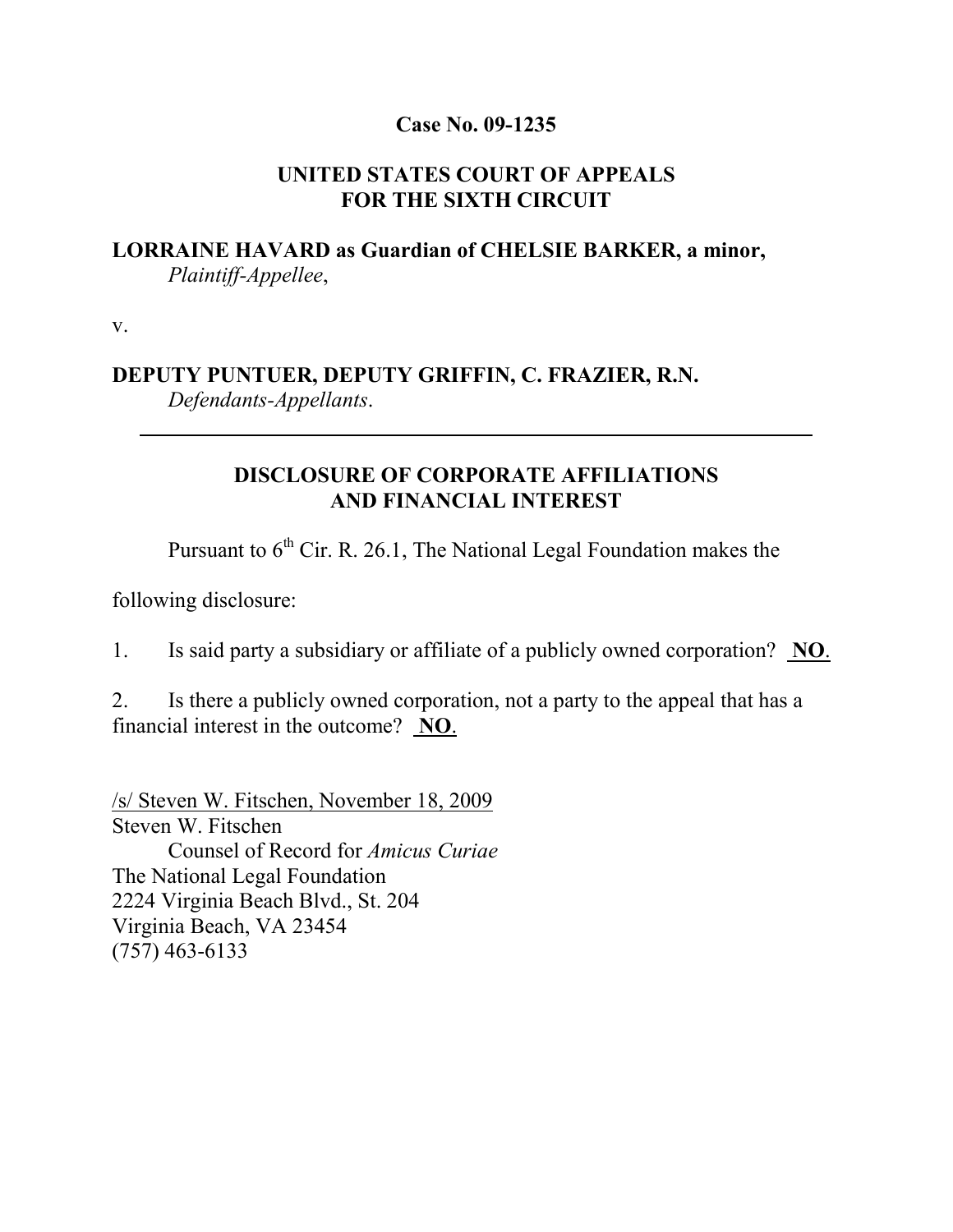**Case No. 09-1235**

**UNITED STATES COURT OF APPEALS**
**FOR THE SIXTH CIRCUIT**

**LORRAINE HAVARD as Guardian of CHELSIE BARKER, a minor,**
*Plaintiff-Appellee*,

v.

**DEPUTY PUNTUER, DEPUTY GRIFFIN, C. FRAZIER, R.N.**
*Defendants-Appellants*.

---

**DISCLOSURE OF CORPORATE AFFILIATIONS AND FINANCIAL INTEREST**

Pursuant to 6th Cir. R. 26.1, The National Legal Foundation makes the following disclosure:

1. Is said party a subsidiary or affiliate of a publicly owned corporation? **NO**.

2. Is there a publicly owned corporation, not a party to the appeal that has a financial interest in the outcome? **NO**.

/s/ Steven W. Fitschen, November 18, 2009
Steven W. Fitschen
Counsel of Record for *Amicus Curiae*
The National Legal Foundation
2224 Virginia Beach Blvd., St. 204
Virginia Beach, VA 23454
(757) 463-6133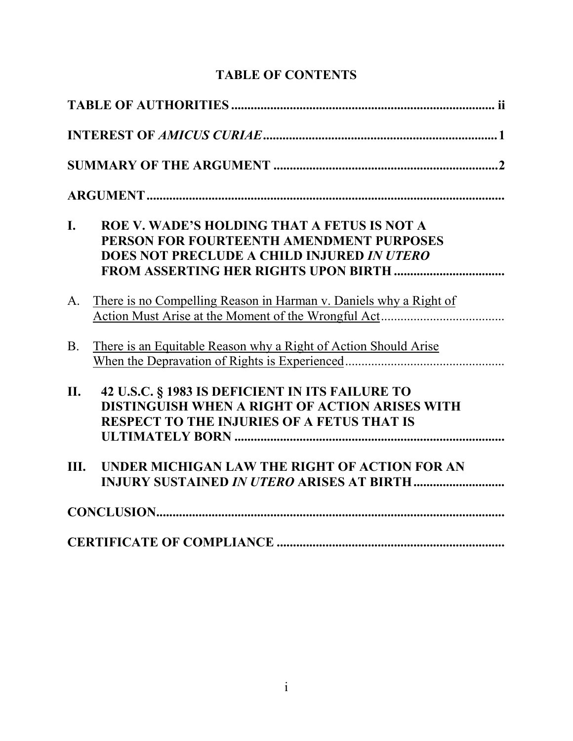# TABLE OF CONTENTS

**TABLE OF AUTHORITIES** ........................................................................ ii

**INTEREST OF *AMICUS CURIAE*** ................................................................ 1

**SUMMARY OF THE ARGUMENT** ..................................................................... 2

**ARGUMENT** ........................................................................................

**I. ROE V. WADE'S HOLDING THAT A FETUS IS NOT A PERSON FOR FOURTEENTH AMENDMENT PURPOSES DOES NOT PRECLUDE A CHILD INJURED *IN UTERO* FROM ASSERTING HER RIGHTS UPON BIRTH** ..................................

A. <u>There is no Compelling Reason in Harman v. Daniels why a Right of Action Must Arise at the Moment of the Wrongful Act</u> ......................................

B. <u>There is an Equitable Reason why a Right of Action Should Arise When the Depravation of Rights is Experienced</u> .................................................

**II. 42 U.S.C. § 1983 IS DEFICIENT IN ITS FAILURE TO DISTINGUISH WHEN A RIGHT OF ACTION ARISES WITH RESPECT TO THE INJURIES OF A FETUS THAT IS ULTIMATELY BORN** ....................................................................

**III. UNDER MICHIGAN LAW THE RIGHT OF ACTION FOR AN INJURY SUSTAINED *IN UTERO* ARISES AT BIRTH** ............................

**CONCLUSION** ........................................................................................

**CERTIFICATE OF COMPLIANCE** ......................................................................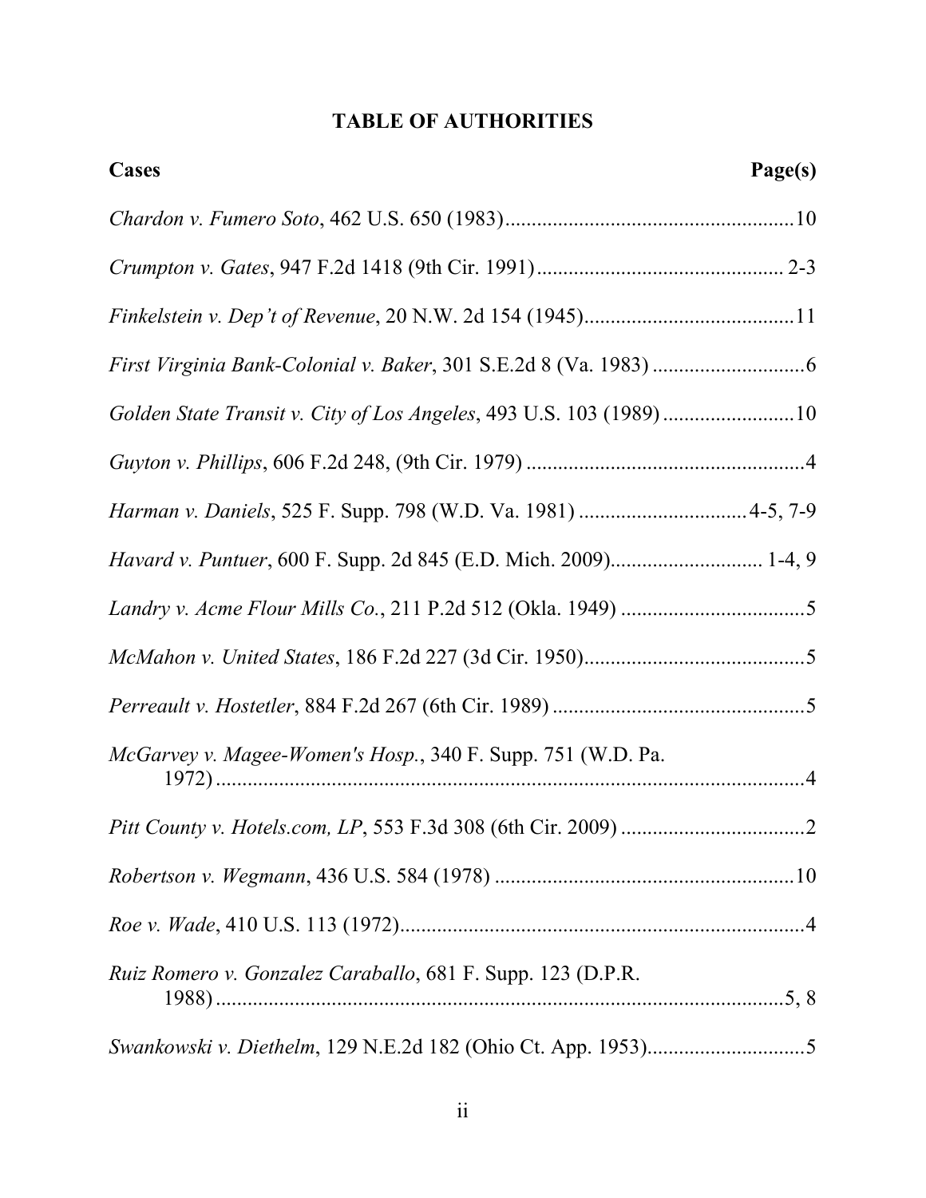# TABLE OF AUTHORITIES

| Cases | Page(s) |
|---|---|
| *Chardon v. Fumero Soto*, 462 U.S. 650 (1983) | 10 |
| *Crumpton v. Gates*, 947 F.2d 1418 (9th Cir. 1991) | 2-3 |
| *Finkelstein v. Dep't of Revenue*, 20 N.W. 2d 154 (1945) | 11 |
| *First Virginia Bank-Colonial v. Baker*, 301 S.E.2d 8 (Va. 1983) | 6 |
| *Golden State Transit v. City of Los Angeles*, 493 U.S. 103 (1989) | 10 |
| *Guyton v. Phillips*, 606 F.2d 248, (9th Cir. 1979) | 4 |
| *Harman v. Daniels*, 525 F. Supp. 798 (W.D. Va. 1981) | 4-5, 7-9 |
| *Havard v. Puntuer*, 600 F. Supp. 2d 845 (E.D. Mich. 2009) | 1-4, 9 |
| *Landry v. Acme Flour Mills Co.*, 211 P.2d 512 (Okla. 1949) | 5 |
| *McMahon v. United States*, 186 F.2d 227 (3d Cir. 1950) | 5 |
| *Perreault v. Hostetler*, 884 F.2d 267 (6th Cir. 1989) | 5 |
| *McGarvey v. Magee-Women's Hosp.*, 340 F. Supp. 751 (W.D. Pa. 1972) | 4 |
| *Pitt County v. Hotels.com, LP*, 553 F.3d 308 (6th Cir. 2009) | 2 |
| *Robertson v. Wegmann*, 436 U.S. 584 (1978) | 10 |
| *Roe v. Wade*, 410 U.S. 113 (1972) | 4 |
| *Ruiz Romero v. Gonzalez Caraballo*, 681 F. Supp. 123 (D.P.R. 1988) | 5, 8 |
| *Swankowski v. Diethelm*, 129 N.E.2d 182 (Ohio Ct. App. 1953) | 5 |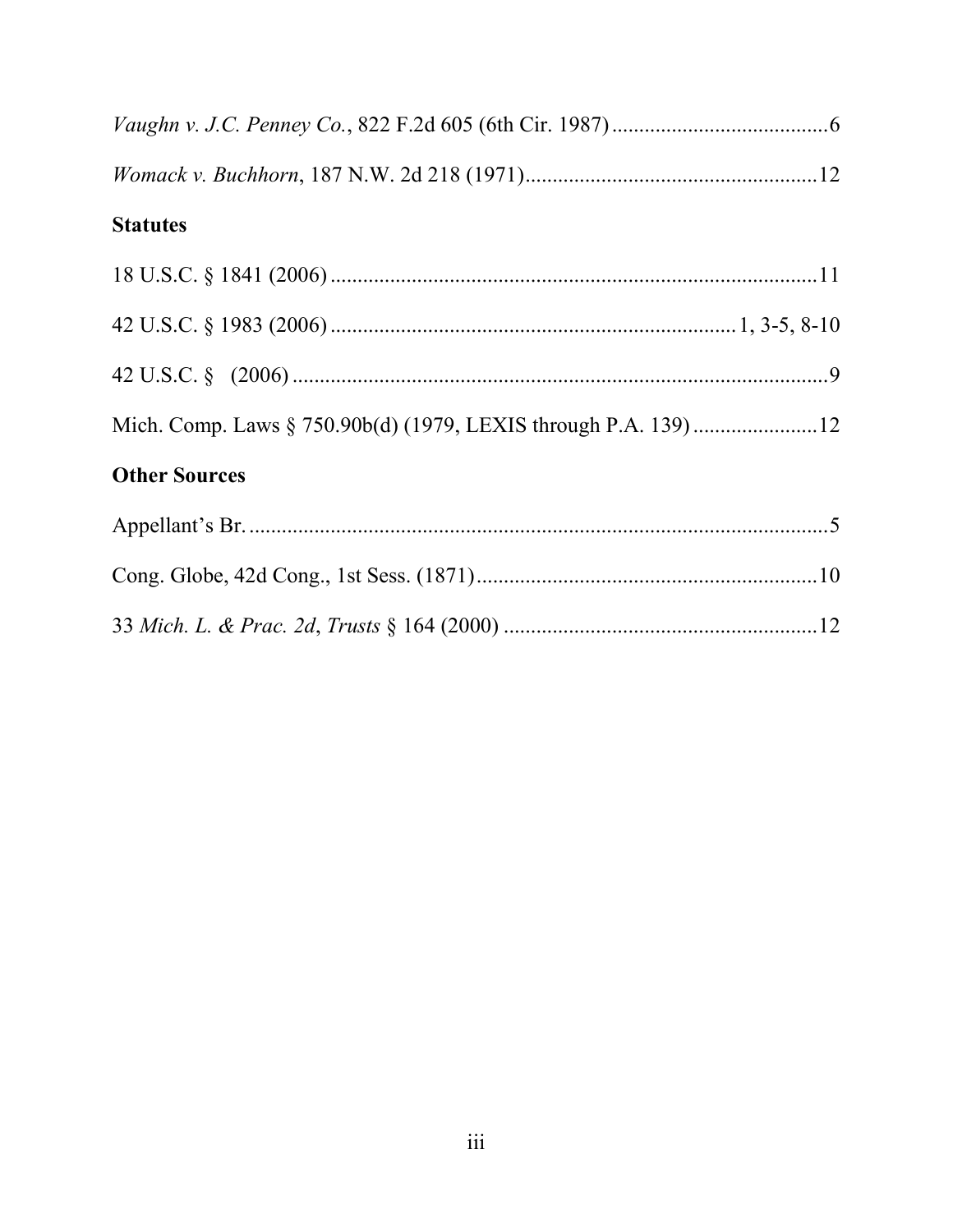*Vaughn v. J.C. Penney Co.*, 822 F.2d 605 (6th Cir. 1987)........................................6

*Womack v. Buchhorn*, 187 N.W. 2d 218 (1971)......................................................12

**Statutes**

18 U.S.C. § 1841 (2006)..........................................................................................11

42 U.S.C. § 1983 (2006)..........................................................................1, 3-5, 8-10

42 U.S.C. §   (2006)..................................................................................................9

Mich. Comp. Laws § 750.90b(d) (1979, LEXIS through P.A. 139).......................12

**Other Sources**

Appellant's Br...........................................................................................................5

Cong. Globe, 42d Cong., 1st Sess. (1871)..............................................................10

33 *Mich. L. & Prac. 2d*, *Trusts* § 164 (2000)..........................................................12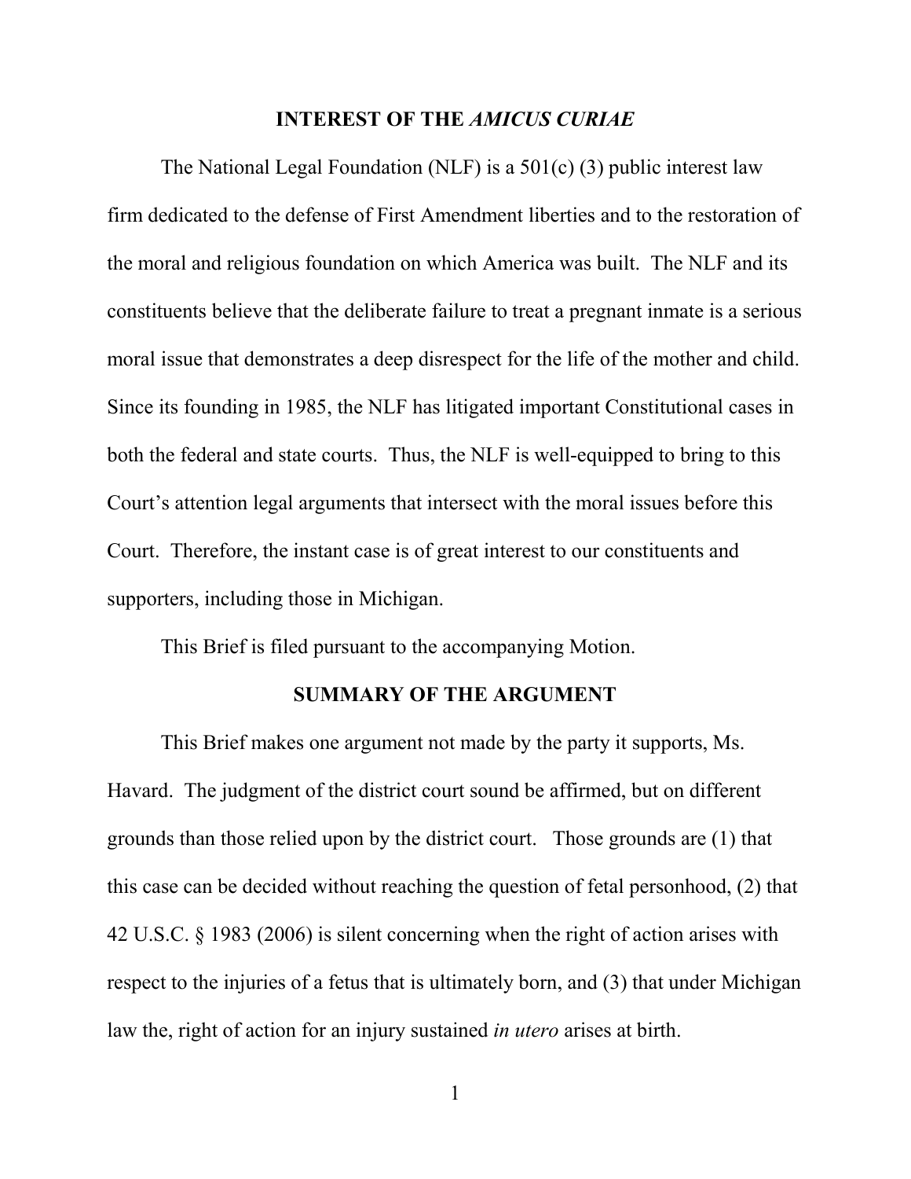## INTEREST OF THE *AMICUS CURIAE*

The National Legal Foundation (NLF) is a 501(c) (3) public interest law firm dedicated to the defense of First Amendment liberties and to the restoration of the moral and religious foundation on which America was built. The NLF and its constituents believe that the deliberate failure to treat a pregnant inmate is a serious moral issue that demonstrates a deep disrespect for the life of the mother and child. Since its founding in 1985, the NLF has litigated important Constitutional cases in both the federal and state courts. Thus, the NLF is well-equipped to bring to this Court's attention legal arguments that intersect with the moral issues before this Court. Therefore, the instant case is of great interest to our constituents and supporters, including those in Michigan.

This Brief is filed pursuant to the accompanying Motion.

## SUMMARY OF THE ARGUMENT

This Brief makes one argument not made by the party it supports, Ms. Havard. The judgment of the district court sound be affirmed, but on different grounds than those relied upon by the district court. Those grounds are (1) that this case can be decided without reaching the question of fetal personhood, (2) that 42 U.S.C. § 1983 (2006) is silent concerning when the right of action arises with respect to the injuries of a fetus that is ultimately born, and (3) that under Michigan law the, right of action for an injury sustained *in utero* arises at birth.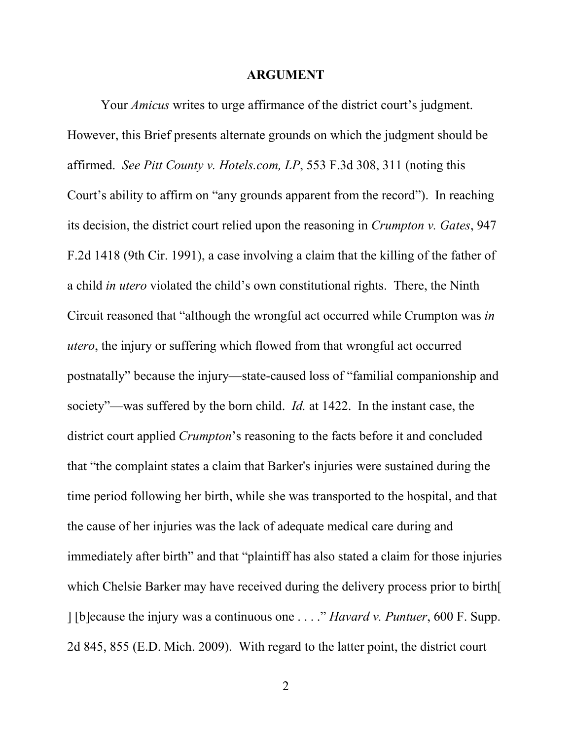## ARGUMENT

Your *Amicus* writes to urge affirmance of the district court's judgment. However, this Brief presents alternate grounds on which the judgment should be affirmed. *See Pitt County v. Hotels.com, LP*, 553 F.3d 308, 311 (noting this Court's ability to affirm on "any grounds apparent from the record"). In reaching its decision, the district court relied upon the reasoning in *Crumpton v. Gates*, 947 F.2d 1418 (9th Cir. 1991), a case involving a claim that the killing of the father of a child *in utero* violated the child's own constitutional rights. There, the Ninth Circuit reasoned that "although the wrongful act occurred while Crumpton was *in utero*, the injury or suffering which flowed from that wrongful act occurred postnatally" because the injury—state-caused loss of "familial companionship and society"—was suffered by the born child. *Id.* at 1422. In the instant case, the district court applied *Crumpton*'s reasoning to the facts before it and concluded that "the complaint states a claim that Barker's injuries were sustained during the time period following her birth, while she was transported to the hospital, and that the cause of her injuries was the lack of adequate medical care during and immediately after birth" and that "plaintiff has also stated a claim for those injuries which Chelsie Barker may have received during the delivery process prior to birth[ ] [b]ecause the injury was a continuous one . . . ." *Havard v. Puntuer*, 600 F. Supp. 2d 845, 855 (E.D. Mich. 2009). With regard to the latter point, the district court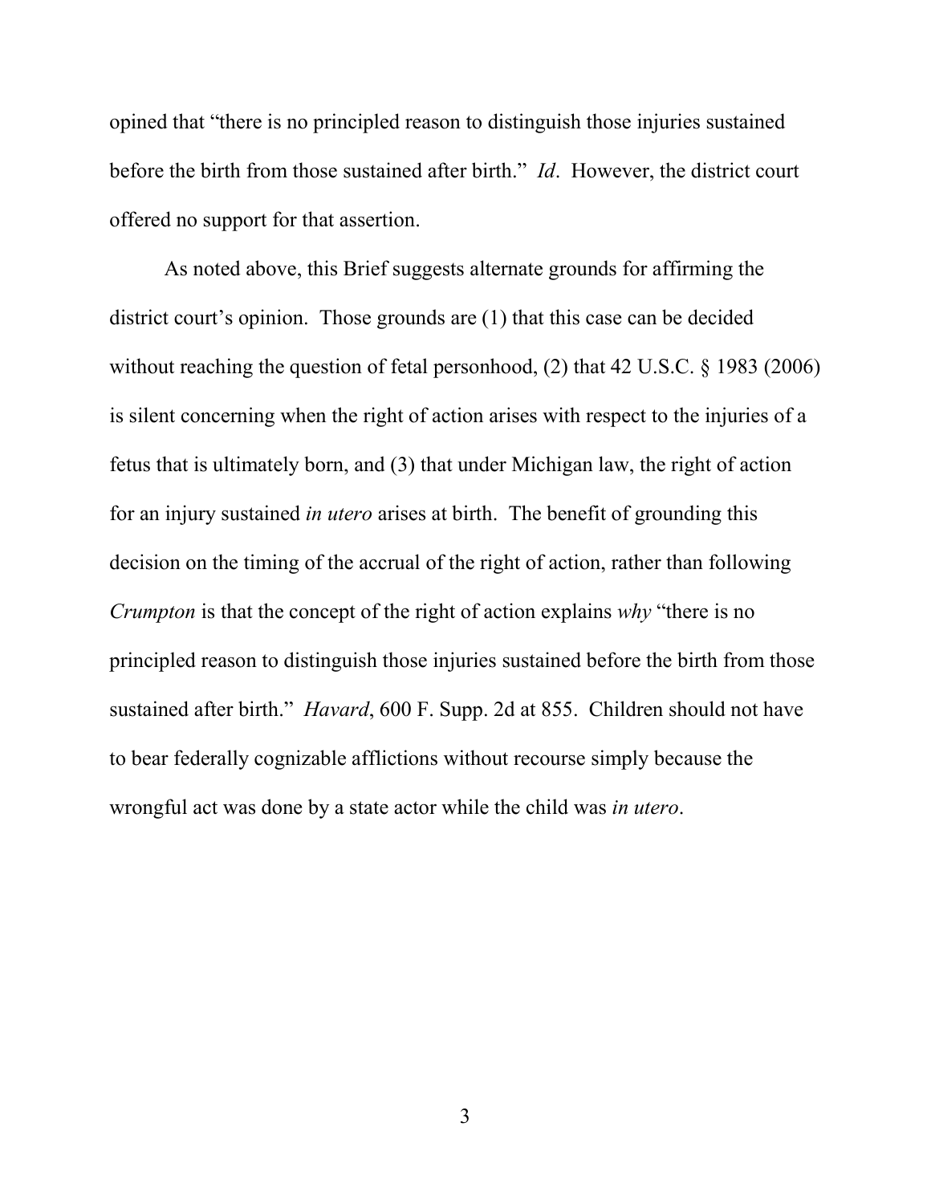opined that "there is no principled reason to distinguish those injuries sustained before the birth from those sustained after birth." *Id*. However, the district court offered no support for that assertion.

As noted above, this Brief suggests alternate grounds for affirming the district court's opinion. Those grounds are (1) that this case can be decided without reaching the question of fetal personhood, (2) that 42 U.S.C. § 1983 (2006) is silent concerning when the right of action arises with respect to the injuries of a fetus that is ultimately born, and (3) that under Michigan law, the right of action for an injury sustained *in utero* arises at birth. The benefit of grounding this decision on the timing of the accrual of the right of action, rather than following *Crumpton* is that the concept of the right of action explains *why* "there is no principled reason to distinguish those injuries sustained before the birth from those sustained after birth." *Havard*, 600 F. Supp. 2d at 855. Children should not have to bear federally cognizable afflictions without recourse simply because the wrongful act was done by a state actor while the child was *in utero*.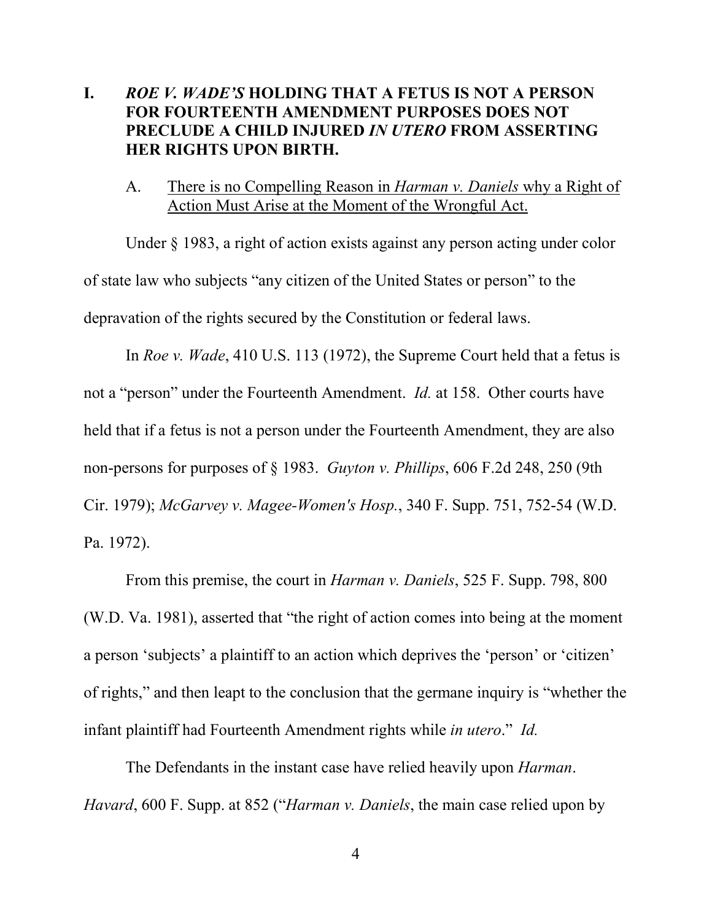## I. *ROE V. WADE'S* HOLDING THAT A FETUS IS NOT A PERSON FOR FOURTEENTH AMENDMENT PURPOSES DOES NOT PRECLUDE A CHILD INJURED *IN UTERO* FROM ASSERTING HER RIGHTS UPON BIRTH.

### A. There is no Compelling Reason in *Harman v. Daniels* why a Right of Action Must Arise at the Moment of the Wrongful Act.

Under § 1983, a right of action exists against any person acting under color of state law who subjects "any citizen of the United States or person" to the depravation of the rights secured by the Constitution or federal laws.

In *Roe v. Wade*, 410 U.S. 113 (1972), the Supreme Court held that a fetus is not a "person" under the Fourteenth Amendment. *Id.* at 158. Other courts have held that if a fetus is not a person under the Fourteenth Amendment, they are also non-persons for purposes of § 1983. *Guyton v. Phillips*, 606 F.2d 248, 250 (9th Cir. 1979); *McGarvey v. Magee-Women's Hosp.*, 340 F. Supp. 751, 752-54 (W.D. Pa. 1972).

From this premise, the court in *Harman v. Daniels*, 525 F. Supp. 798, 800 (W.D. Va. 1981), asserted that "the right of action comes into being at the moment a person 'subjects' a plaintiff to an action which deprives the 'person' or 'citizen' of rights," and then leapt to the conclusion that the germane inquiry is "whether the infant plaintiff had Fourteenth Amendment rights while *in utero*." *Id.*

The Defendants in the instant case have relied heavily upon *Harman*. *Havard*, 600 F. Supp. at 852 ("*Harman v. Daniels*, the main case relied upon by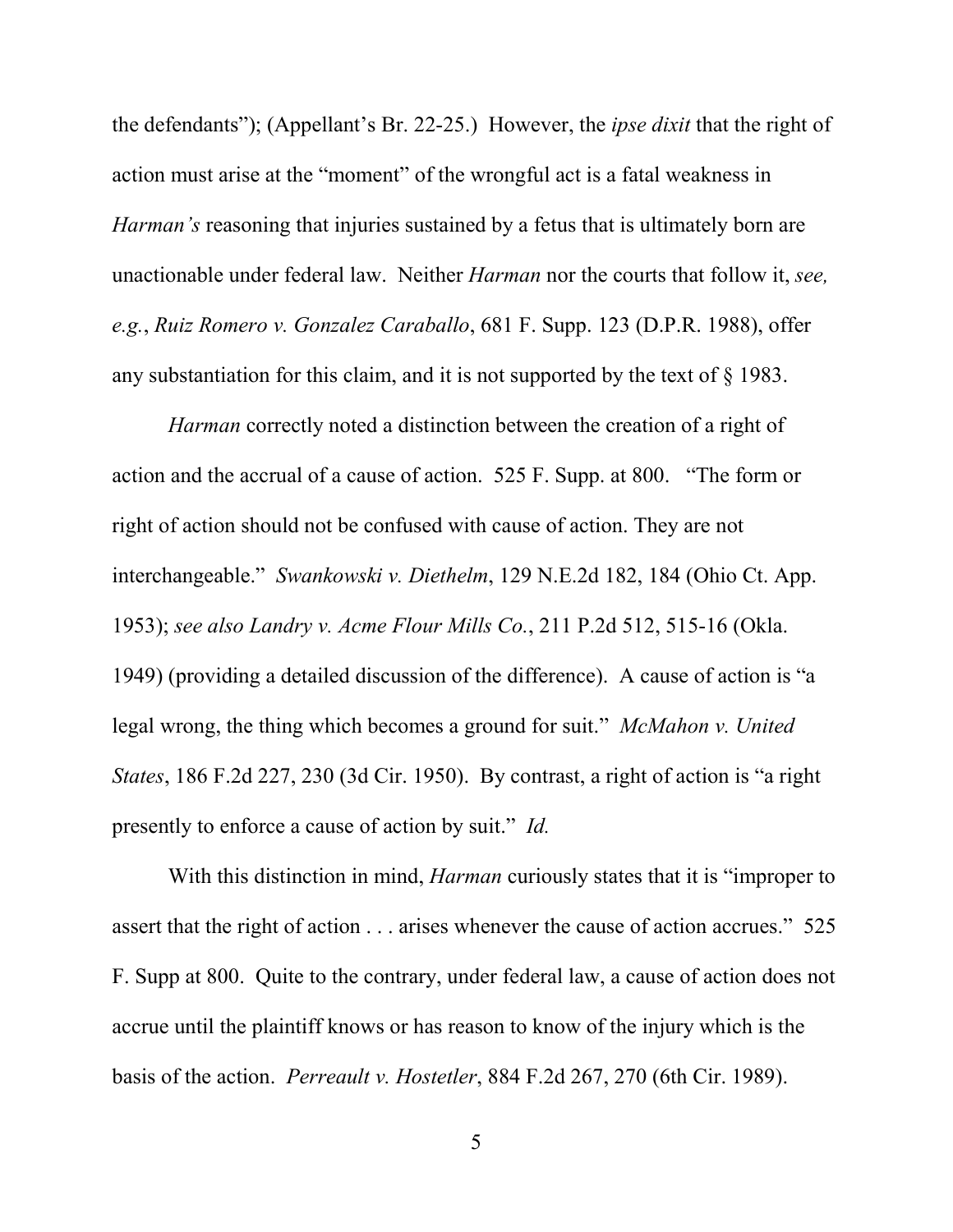the defendants"); (Appellant's Br. 22-25.) However, the *ipse dixit* that the right of action must arise at the "moment" of the wrongful act is a fatal weakness in *Harman's* reasoning that injuries sustained by a fetus that is ultimately born are unactionable under federal law. Neither *Harman* nor the courts that follow it, *see, e.g.*, *Ruiz Romero v. Gonzalez Caraballo*, 681 F. Supp. 123 (D.P.R. 1988), offer any substantiation for this claim, and it is not supported by the text of § 1983.

*Harman* correctly noted a distinction between the creation of a right of action and the accrual of a cause of action. 525 F. Supp. at 800. "The form or right of action should not be confused with cause of action. They are not interchangeable." *Swankowski v. Diethelm*, 129 N.E.2d 182, 184 (Ohio Ct. App. 1953); *see also Landry v. Acme Flour Mills Co.*, 211 P.2d 512, 515-16 (Okla. 1949) (providing a detailed discussion of the difference). A cause of action is "a legal wrong, the thing which becomes a ground for suit." *McMahon v. United States*, 186 F.2d 227, 230 (3d Cir. 1950). By contrast, a right of action is "a right presently to enforce a cause of action by suit." *Id.*

With this distinction in mind, *Harman* curiously states that it is "improper to assert that the right of action . . . arises whenever the cause of action accrues." 525 F. Supp at 800. Quite to the contrary, under federal law, a cause of action does not accrue until the plaintiff knows or has reason to know of the injury which is the basis of the action. *Perreault v. Hostetler*, 884 F.2d 267, 270 (6th Cir. 1989).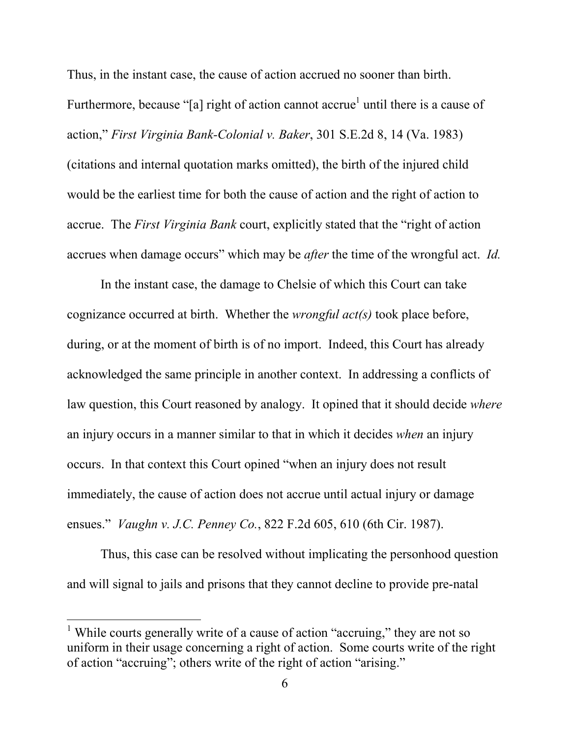Thus, in the instant case, the cause of action accrued no sooner than birth. Furthermore, because "[a] right of action cannot accrue[1] until there is a cause of action," *First Virginia Bank-Colonial v. Baker*, 301 S.E.2d 8, 14 (Va. 1983) (citations and internal quotation marks omitted), the birth of the injured child would be the earliest time for both the cause of action and the right of action to accrue. The *First Virginia Bank* court, explicitly stated that the "right of action accrues when damage occurs" which may be *after* the time of the wrongful act. *Id.*

In the instant case, the damage to Chelsie of which this Court can take cognizance occurred at birth. Whether the *wrongful act(s)* took place before, during, or at the moment of birth is of no import. Indeed, this Court has already acknowledged the same principle in another context. In addressing a conflicts of law question, this Court reasoned by analogy. It opined that it should decide *where* an injury occurs in a manner similar to that in which it decides *when* an injury occurs. In that context this Court opined "when an injury does not result immediately, the cause of action does not accrue until actual injury or damage ensues." *Vaughn v. J.C. Penney Co.*, 822 F.2d 605, 610 (6th Cir. 1987).

Thus, this case can be resolved without implicating the personhood question and will signal to jails and prisons that they cannot decline to provide pre-natal

---

[1] While courts generally write of a cause of action "accruing," they are not so uniform in their usage concerning a right of action. Some courts write of the right of action "accruing"; others write of the right of action "arising."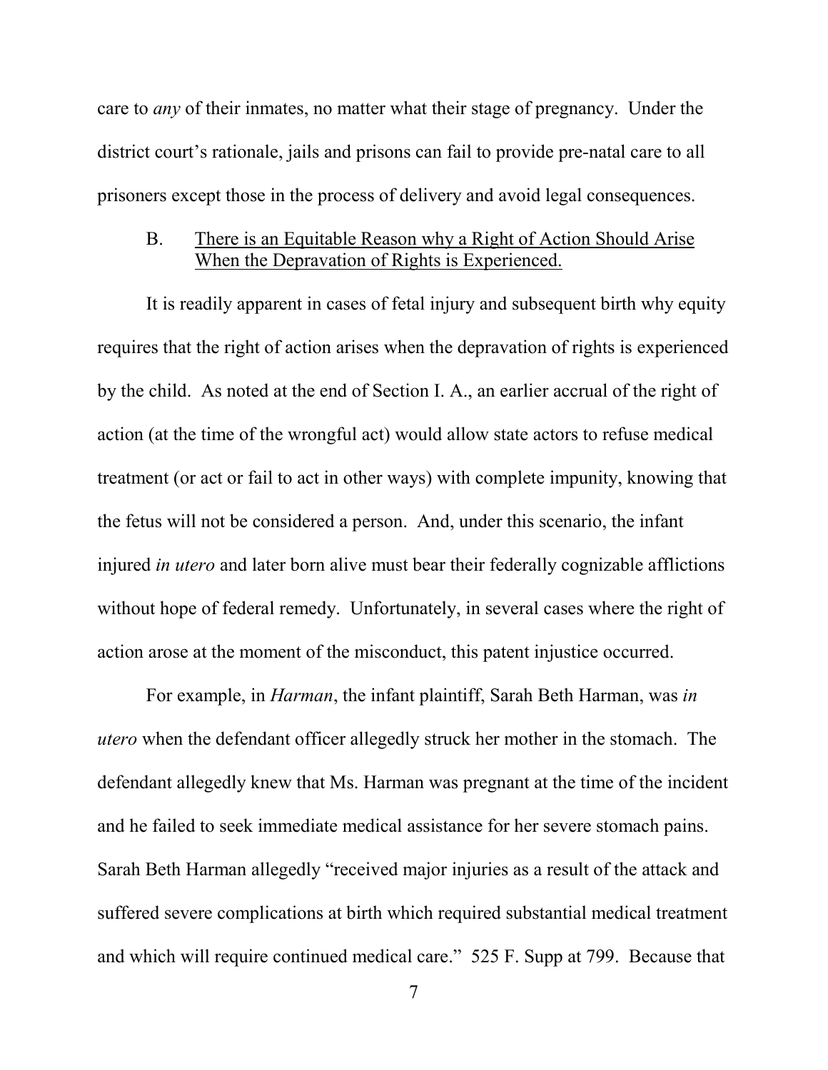care to *any* of their inmates, no matter what their stage of pregnancy. Under the district court's rationale, jails and prisons can fail to provide pre-natal care to all prisoners except those in the process of delivery and avoid legal consequences.

### B. There is an Equitable Reason why a Right of Action Should Arise When the Depravation of Rights is Experienced.

It is readily apparent in cases of fetal injury and subsequent birth why equity requires that the right of action arises when the depravation of rights is experienced by the child. As noted at the end of Section I. A., an earlier accrual of the right of action (at the time of the wrongful act) would allow state actors to refuse medical treatment (or act or fail to act in other ways) with complete impunity, knowing that the fetus will not be considered a person. And, under this scenario, the infant injured *in utero* and later born alive must bear their federally cognizable afflictions without hope of federal remedy. Unfortunately, in several cases where the right of action arose at the moment of the misconduct, this patent injustice occurred.

For example, in *Harman*, the infant plaintiff, Sarah Beth Harman, was *in utero* when the defendant officer allegedly struck her mother in the stomach. The defendant allegedly knew that Ms. Harman was pregnant at the time of the incident and he failed to seek immediate medical assistance for her severe stomach pains. Sarah Beth Harman allegedly "received major injuries as a result of the attack and suffered severe complications at birth which required substantial medical treatment and which will require continued medical care." 525 F. Supp at 799. Because that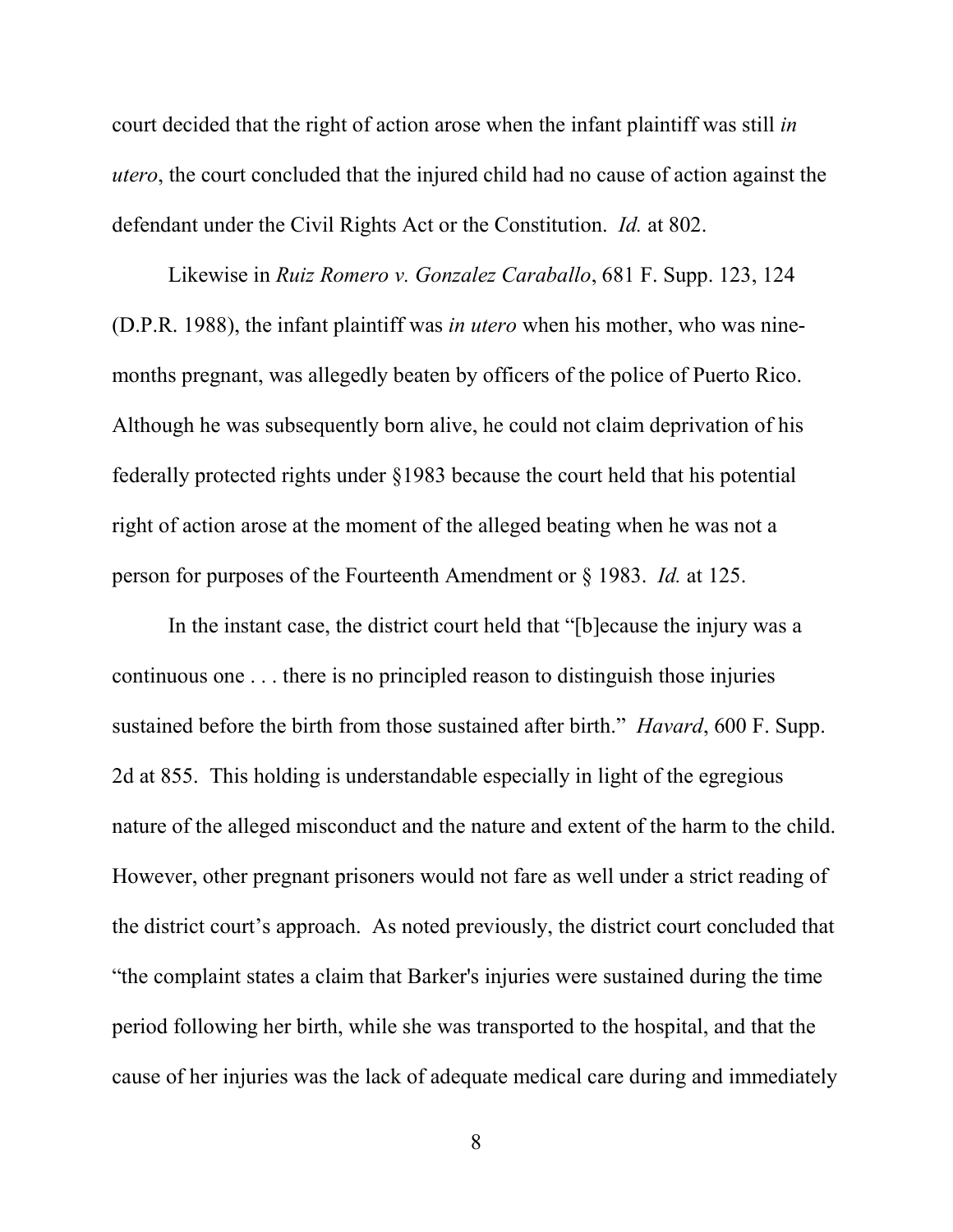court decided that the right of action arose when the infant plaintiff was still *in utero*, the court concluded that the injured child had no cause of action against the defendant under the Civil Rights Act or the Constitution. *Id.* at 802.

Likewise in *Ruiz Romero v. Gonzalez Caraballo*, 681 F. Supp. 123, 124 (D.P.R. 1988), the infant plaintiff was *in utero* when his mother, who was nine-months pregnant, was allegedly beaten by officers of the police of Puerto Rico. Although he was subsequently born alive, he could not claim deprivation of his federally protected rights under §1983 because the court held that his potential right of action arose at the moment of the alleged beating when he was not a person for purposes of the Fourteenth Amendment or § 1983. *Id.* at 125.

In the instant case, the district court held that "[b]ecause the injury was a continuous one . . . there is no principled reason to distinguish those injuries sustained before the birth from those sustained after birth." *Havard*, 600 F. Supp. 2d at 855. This holding is understandable especially in light of the egregious nature of the alleged misconduct and the nature and extent of the harm to the child. However, other pregnant prisoners would not fare as well under a strict reading of the district court's approach. As noted previously, the district court concluded that "the complaint states a claim that Barker's injuries were sustained during the time period following her birth, while she was transported to the hospital, and that the cause of her injuries was the lack of adequate medical care during and immediately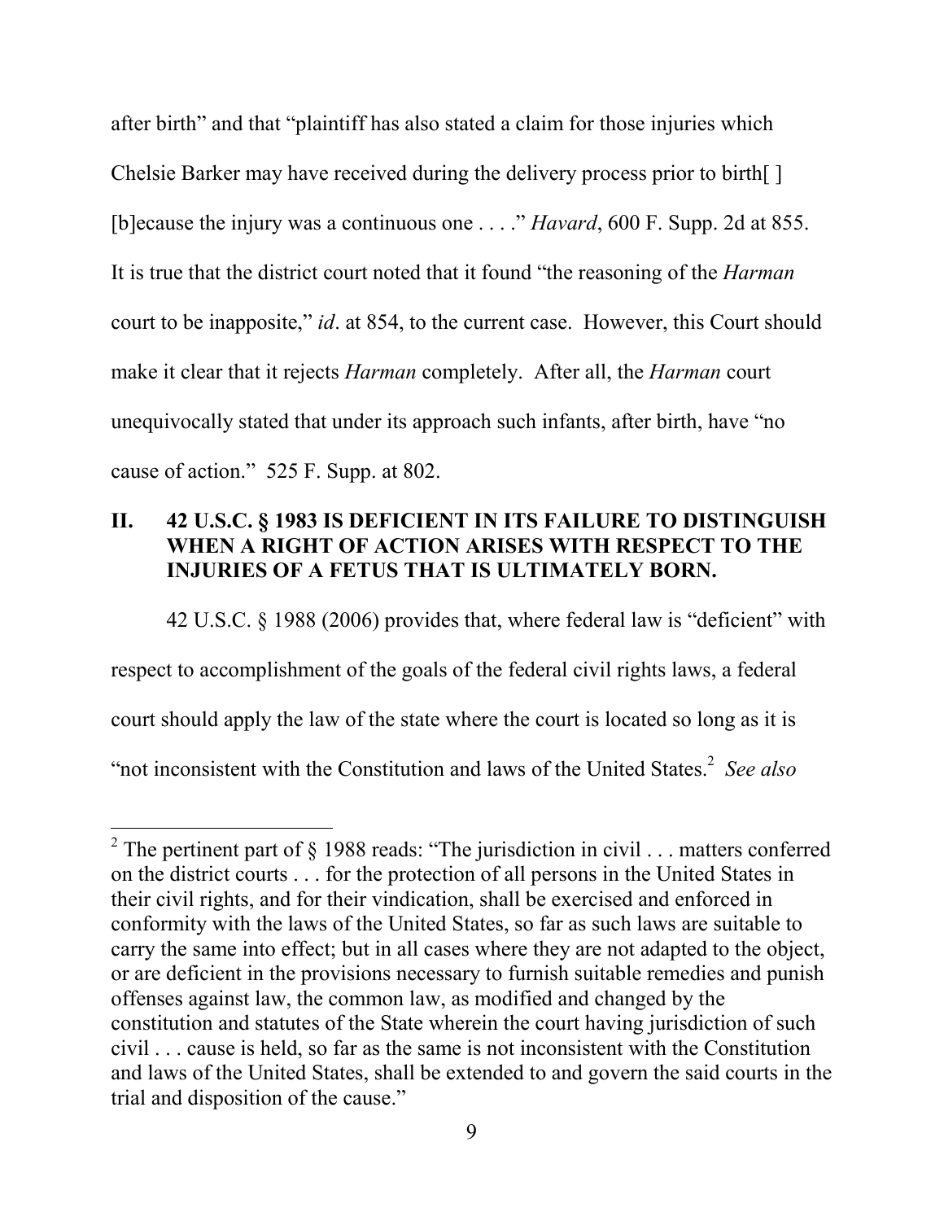after birth" and that "plaintiff has also stated a claim for those injuries which Chelsie Barker may have received during the delivery process prior to birth[ ] [b]ecause the injury was a continuous one . . . ." *Havard*, 600 F. Supp. 2d at 855. It is true that the district court noted that it found "the reasoning of the *Harman* court to be inapposite," *id*. at 854, to the current case. However, this Court should make it clear that it rejects *Harman* completely. After all, the *Harman* court unequivocally stated that under its approach such infants, after birth, have "no cause of action." 525 F. Supp. at 802.

## II. 42 U.S.C. § 1983 IS DEFICIENT IN ITS FAILURE TO DISTINGUISH WHEN A RIGHT OF ACTION ARISES WITH RESPECT TO THE INJURIES OF A FETUS THAT IS ULTIMATELY BORN.

42 U.S.C. § 1988 (2006) provides that, where federal law is "deficient" with respect to accomplishment of the goals of the federal civil rights laws, a federal court should apply the law of the state where the court is located so long as it is "not inconsistent with the Constitution and laws of the United States.[2] *See also*

[2] The pertinent part of § 1988 reads: "The jurisdiction in civil . . . matters conferred on the district courts . . . for the protection of all persons in the United States in their civil rights, and for their vindication, shall be exercised and enforced in conformity with the laws of the United States, so far as such laws are suitable to carry the same into effect; but in all cases where they are not adapted to the object, or are deficient in the provisions necessary to furnish suitable remedies and punish offenses against law, the common law, as modified and changed by the constitution and statutes of the State wherein the court having jurisdiction of such civil . . . cause is held, so far as the same is not inconsistent with the Constitution and laws of the United States, shall be extended to and govern the said courts in the trial and disposition of the cause."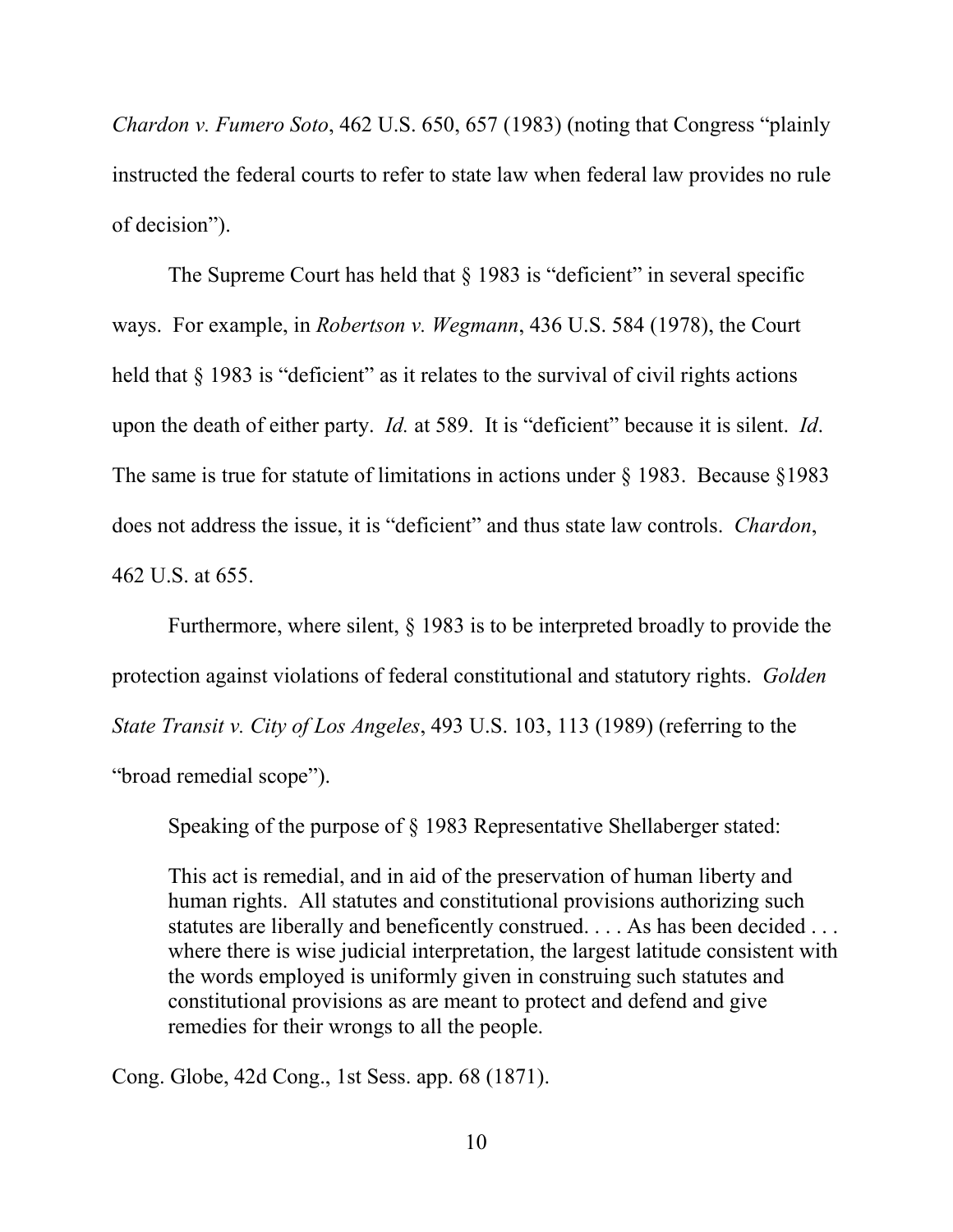*Chardon v. Fumero Soto*, 462 U.S. 650, 657 (1983) (noting that Congress "plainly instructed the federal courts to refer to state law when federal law provides no rule of decision").

The Supreme Court has held that § 1983 is "deficient" in several specific ways. For example, in *Robertson v. Wegmann*, 436 U.S. 584 (1978), the Court held that § 1983 is "deficient" as it relates to the survival of civil rights actions upon the death of either party. *Id.* at 589. It is "deficient" because it is silent. *Id*. The same is true for statute of limitations in actions under § 1983. Because §1983 does not address the issue, it is "deficient" and thus state law controls. *Chardon*, 462 U.S. at 655.

Furthermore, where silent, § 1983 is to be interpreted broadly to provide the protection against violations of federal constitutional and statutory rights. *Golden State Transit v. City of Los Angeles*, 493 U.S. 103, 113 (1989) (referring to the "broad remedial scope").

Speaking of the purpose of § 1983 Representative Shellaberger stated:

> This act is remedial, and in aid of the preservation of human liberty and human rights. All statutes and constitutional provisions authorizing such statutes are liberally and beneficently construed. . . . As has been decided . . . where there is wise judicial interpretation, the largest latitude consistent with the words employed is uniformly given in construing such statutes and constitutional provisions as are meant to protect and defend and give remedies for their wrongs to all the people.

Cong. Globe, 42d Cong., 1st Sess. app. 68 (1871).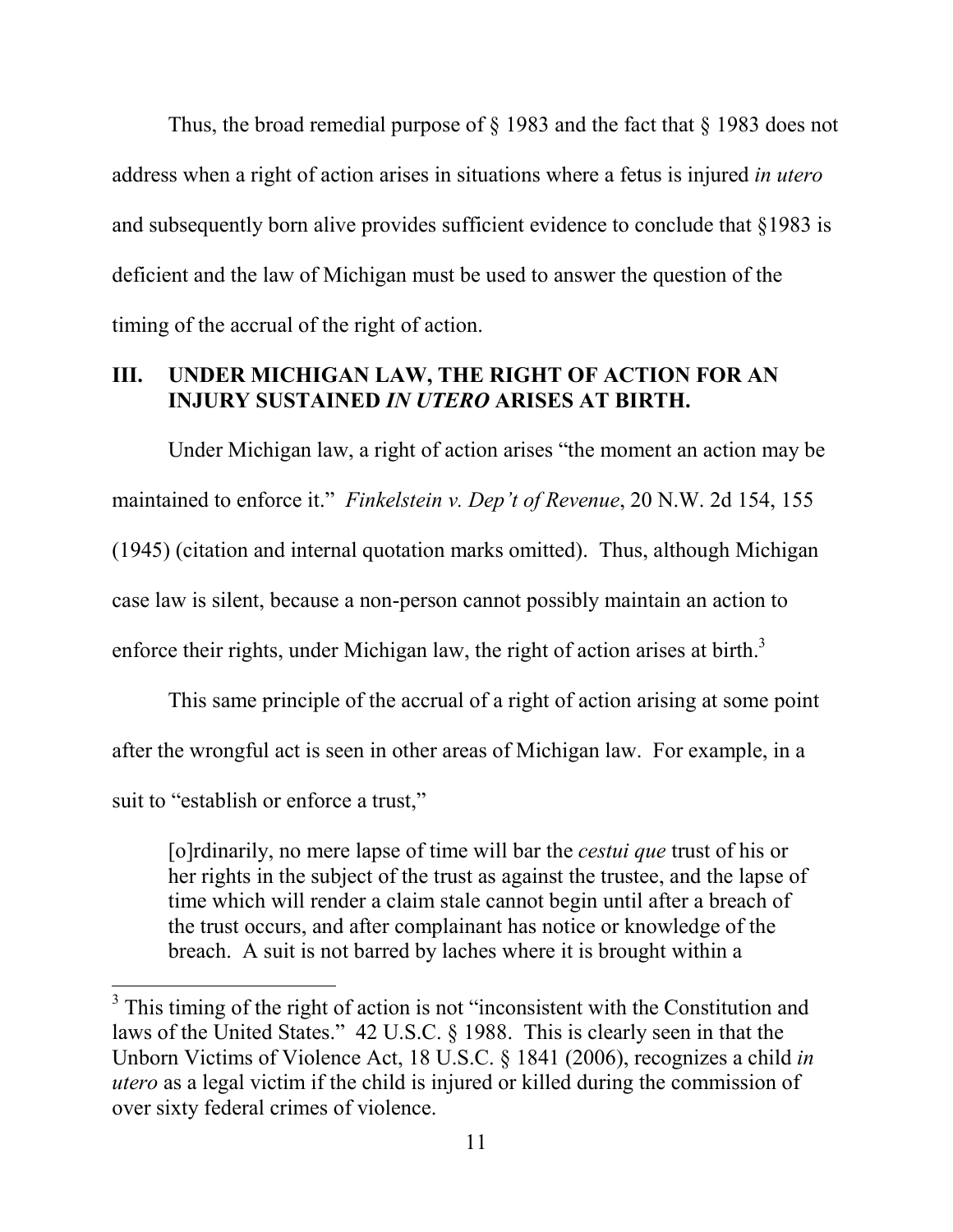Thus, the broad remedial purpose of § 1983 and the fact that § 1983 does not address when a right of action arises in situations where a fetus is injured *in utero* and subsequently born alive provides sufficient evidence to conclude that §1983 is deficient and the law of Michigan must be used to answer the question of the timing of the accrual of the right of action.

## III. UNDER MICHIGAN LAW, THE RIGHT OF ACTION FOR AN INJURY SUSTAINED *IN UTERO* ARISES AT BIRTH.

Under Michigan law, a right of action arises "the moment an action may be maintained to enforce it." *Finkelstein v. Dep't of Revenue*, 20 N.W. 2d 154, 155 (1945) (citation and internal quotation marks omitted). Thus, although Michigan case law is silent, because a non-person cannot possibly maintain an action to enforce their rights, under Michigan law, the right of action arises at birth.[3]

This same principle of the accrual of a right of action arising at some point after the wrongful act is seen in other areas of Michigan law. For example, in a suit to "establish or enforce a trust,"

> [o]rdinarily, no mere lapse of time will bar the *cestui que* trust of his or her rights in the subject of the trust as against the trustee, and the lapse of time which will render a claim stale cannot begin until after a breach of the trust occurs, and after complainant has notice or knowledge of the breach. A suit is not barred by laches where it is brought within a

---

[3] This timing of the right of action is not "inconsistent with the Constitution and laws of the United States." 42 U.S.C. § 1988. This is clearly seen in that the Unborn Victims of Violence Act, 18 U.S.C. § 1841 (2006), recognizes a child *in utero* as a legal victim if the child is injured or killed during the commission of over sixty federal crimes of violence.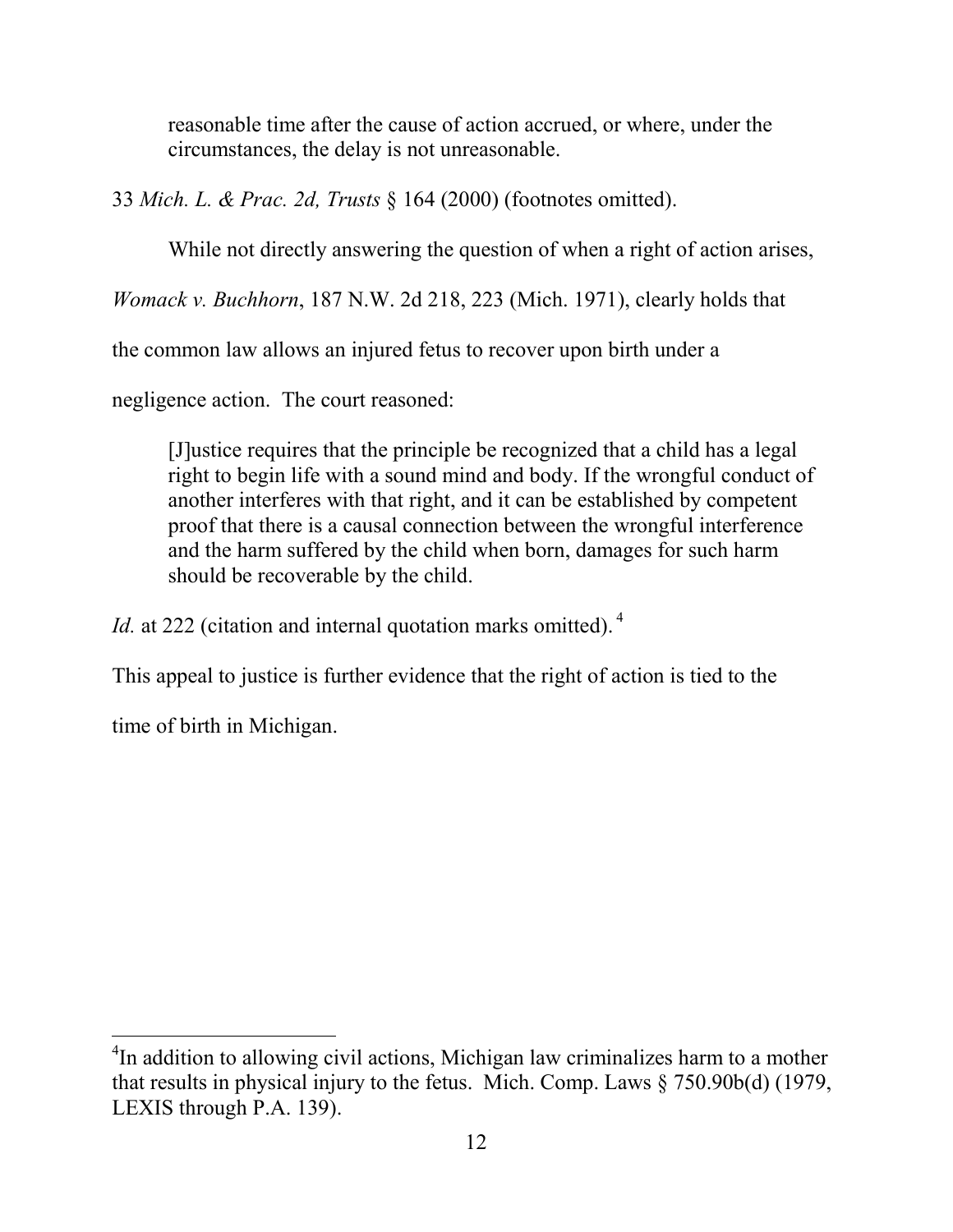> reasonable time after the cause of action accrued, or where, under the circumstances, the delay is not unreasonable.

33 *Mich. L. & Prac. 2d, Trusts* § 164 (2000) (footnotes omitted).

While not directly answering the question of when a right of action arises, *Womack v. Buchhorn*, 187 N.W. 2d 218, 223 (Mich. 1971), clearly holds that the common law allows an injured fetus to recover upon birth under a negligence action. The court reasoned:

> [J]ustice requires that the principle be recognized that a child has a legal right to begin life with a sound mind and body. If the wrongful conduct of another interferes with that right, and it can be established by competent proof that there is a causal connection between the wrongful interference and the harm suffered by the child when born, damages for such harm should be recoverable by the child.

*Id.* at 222 (citation and internal quotation marks omitted).[4]

This appeal to justice is further evidence that the right of action is tied to the time of birth in Michigan.

---

[4] In addition to allowing civil actions, Michigan law criminalizes harm to a mother that results in physical injury to the fetus. Mich. Comp. Laws § 750.90b(d) (1979, LEXIS through P.A. 139).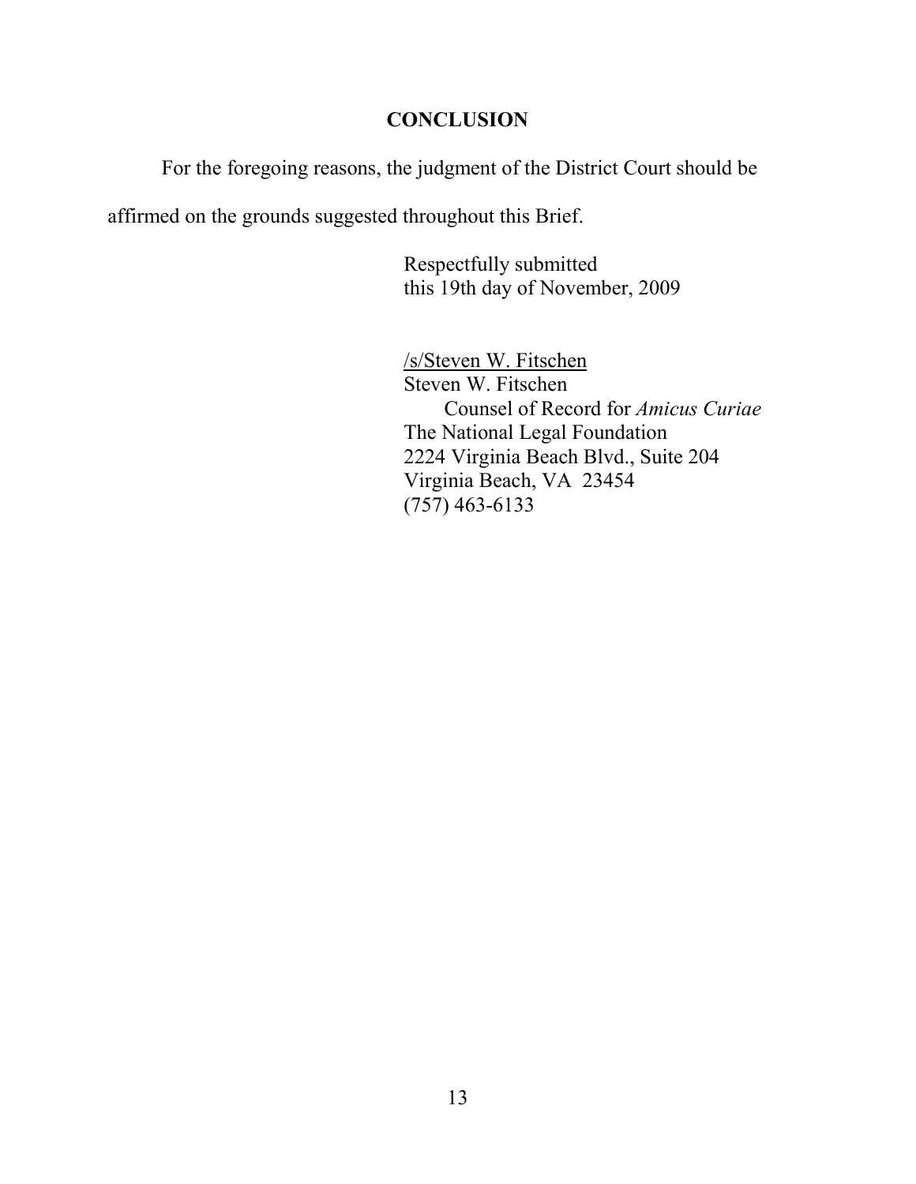## CONCLUSION

For the foregoing reasons, the judgment of the District Court should be affirmed on the grounds suggested throughout this Brief.

Respectfully submitted
this 19th day of November, 2009

/s/Steven W. Fitschen
Steven W. Fitschen
Counsel of Record for *Amicus Curiae*
The National Legal Foundation
2224 Virginia Beach Blvd., Suite 204
Virginia Beach, VA 23454
(757) 463-6133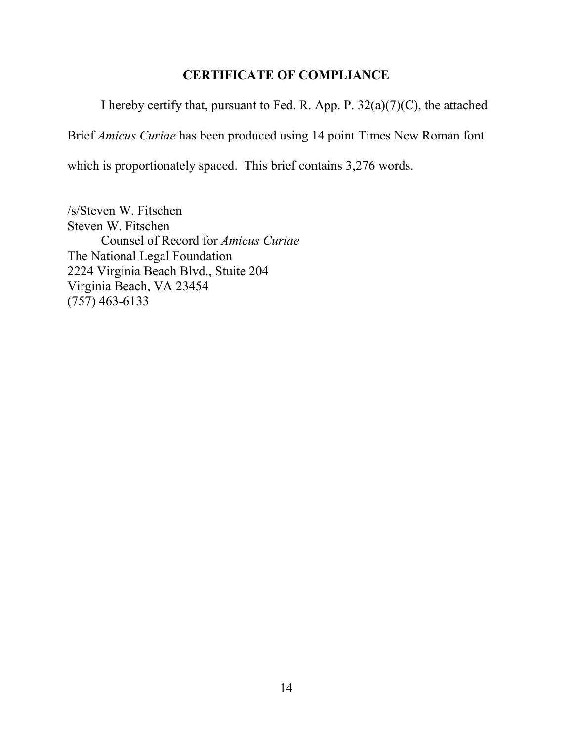## CERTIFICATE OF COMPLIANCE

I hereby certify that, pursuant to Fed. R. App. P. 32(a)(7)(C), the attached Brief *Amicus Curiae* has been produced using 14 point Times New Roman font which is proportionately spaced. This brief contains 3,276 words.

/s/Steven W. Fitschen
Steven W. Fitschen
Counsel of Record for *Amicus Curiae*
The National Legal Foundation
2224 Virginia Beach Blvd., Stuite 204
Virginia Beach, VA 23454
(757) 463-6133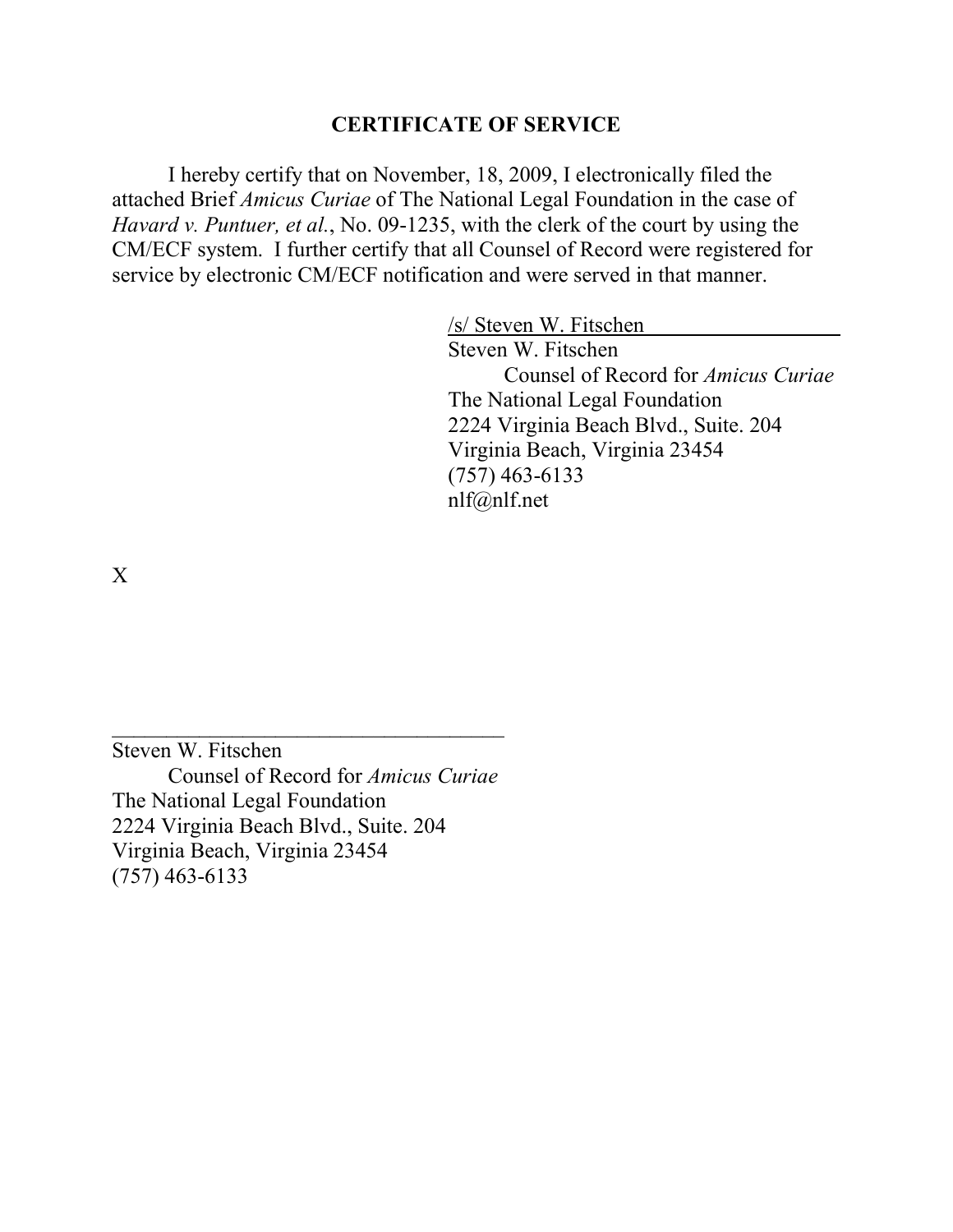## CERTIFICATE OF SERVICE

I hereby certify that on November, 18, 2009, I electronically filed the attached Brief *Amicus Curiae* of The National Legal Foundation in the case of *Havard v. Puntuer, et al.*, No. 09-1235, with the clerk of the court by using the CM/ECF system. I further certify that all Counsel of Record were registered for service by electronic CM/ECF notification and were served in that manner.

/s/ Steven W. Fitschen
Steven W. Fitschen
Counsel of Record for *Amicus Curiae*
The National Legal Foundation
2224 Virginia Beach Blvd., Suite. 204
Virginia Beach, Virginia 23454
(757) 463-6133
nlf@nlf.net

X

______________________________________
Steven W. Fitschen
Counsel of Record for *Amicus Curiae*
The National Legal Foundation
2224 Virginia Beach Blvd., Suite. 204
Virginia Beach, Virginia 23454
(757) 463-6133